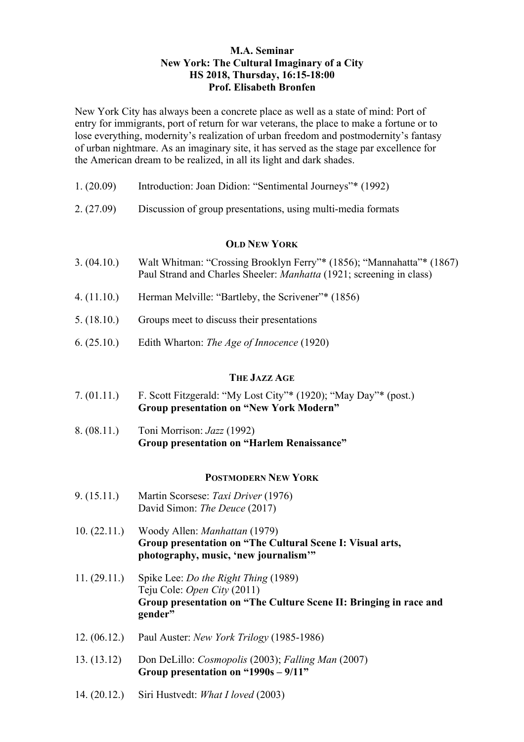**M.A. Seminar**
**New York: The Cultural Imaginary of a City**
**HS 2018, Thursday, 16:15-18:00**
**Prof. Elisabeth Bronfen**

New York City has always been a concrete place as well as a state of mind: Port of entry for immigrants, port of return for war veterans, the place to make a fortune or to lose everything, modernity's realization of urban freedom and postmodernity's fantasy of urban nightmare. As an imaginary site, it has served as the stage par excellence for the American dream to be realized, in all its light and dark shades.

1. (20.09) Introduction: Joan Didion: "Sentimental Journeys"* (1992)

2. (27.09) Discussion of group presentations, using multi-media formats

**OLD NEW YORK**

3. (04.10.) Walt Whitman: "Crossing Brooklyn Ferry"* (1856); "Mannahatta"* (1867)
   Paul Strand and Charles Sheeler: *Manhatta* (1921; screening in class)

4. (11.10.) Herman Melville: "Bartleby, the Scrivener"* (1856)

5. (18.10.) Groups meet to discuss their presentations

6. (25.10.) Edith Wharton: *The Age of Innocence* (1920)

**THE JAZZ AGE**

7. (01.11.) F. Scott Fitzgerald: "My Lost City"* (1920); "May Day"* (post.)
   **Group presentation on "New York Modern"**

8. (08.11.) Toni Morrison: *Jazz* (1992)
   **Group presentation on "Harlem Renaissance"**

**POSTMODERN NEW YORK**

9. (15.11.) Martin Scorsese: *Taxi Driver* (1976)
   David Simon: *The Deuce* (2017)

10. (22.11.) Woody Allen: *Manhattan* (1979)
    **Group presentation on "The Cultural Scene I: Visual arts, photography, music, 'new journalism'"**

11. (29.11.) Spike Lee: *Do the Right Thing* (1989)
    Teju Cole: *Open City* (2011)
    **Group presentation on "The Culture Scene II: Bringing in race and gender"**

12. (06.12.) Paul Auster: *New York Trilogy* (1985-1986)

13. (13.12) Don DeLillo: *Cosmopolis* (2003); *Falling Man* (2007)
    **Group presentation on "1990s – 9/11"**

14. (20.12.) Siri Hustvedt: *What I loved* (2003)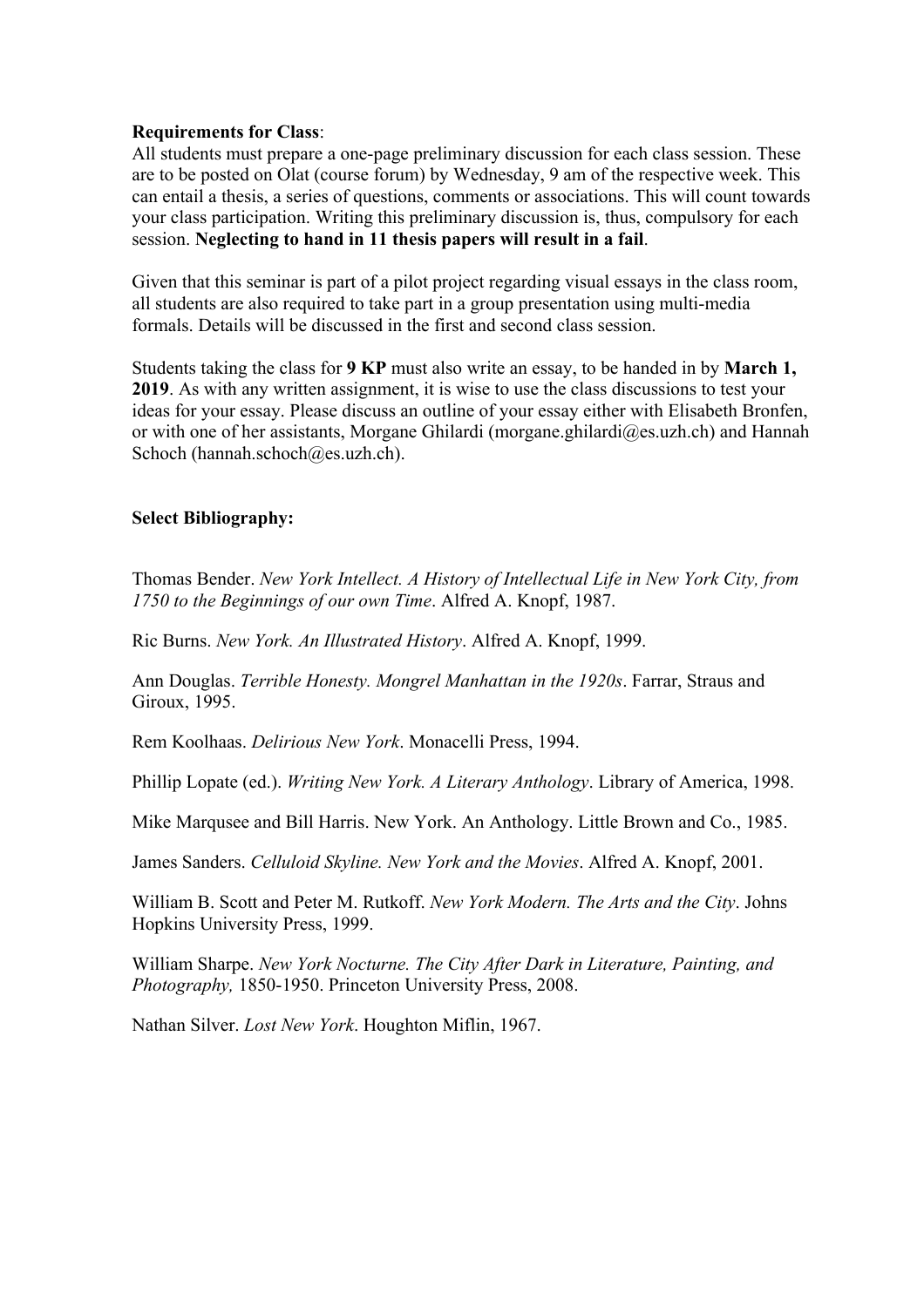**Requirements for Class**:
All students must prepare a one-page preliminary discussion for each class session. These are to be posted on Olat (course forum) by Wednesday, 9 am of the respective week. This can entail a thesis, a series of questions, comments or associations. This will count towards your class participation. Writing this preliminary discussion is, thus, compulsory for each session. **Neglecting to hand in 11 thesis papers will result in a fail**.

Given that this seminar is part of a pilot project regarding visual essays in the class room, all students are also required to take part in a group presentation using multi-media formals. Details will be discussed in the first and second class session.

Students taking the class for **9 KP** must also write an essay, to be handed in by **March 1, 2019**. As with any written assignment, it is wise to use the class discussions to test your ideas for your essay. Please discuss an outline of your essay either with Elisabeth Bronfen, or with one of her assistants, Morgane Ghilardi (morgane.ghilardi@es.uzh.ch) and Hannah Schoch (hannah.schoch@es.uzh.ch).

**Select Bibliography:**

Thomas Bender. *New York Intellect. A History of Intellectual Life in New York City, from 1750 to the Beginnings of our own Time*. Alfred A. Knopf, 1987.

Ric Burns. *New York. An Illustrated History*. Alfred A. Knopf, 1999.

Ann Douglas. *Terrible Honesty. Mongrel Manhattan in the 1920s*. Farrar, Straus and Giroux, 1995.

Rem Koolhaas. *Delirious New York*. Monacelli Press, 1994.

Phillip Lopate (ed.). *Writing New York. A Literary Anthology*. Library of America, 1998.

Mike Marqusee and Bill Harris. New York. An Anthology. Little Brown and Co., 1985.

James Sanders. *Celluloid Skyline. New York and the Movies*. Alfred A. Knopf, 2001.

William B. Scott and Peter M. Rutkoff. *New York Modern. The Arts and the City*. Johns Hopkins University Press, 1999.

William Sharpe. *New York Nocturne. The City After Dark in Literature, Painting, and Photography,* 1850-1950. Princeton University Press, 2008.

Nathan Silver. *Lost New York*. Houghton Miflin, 1967.